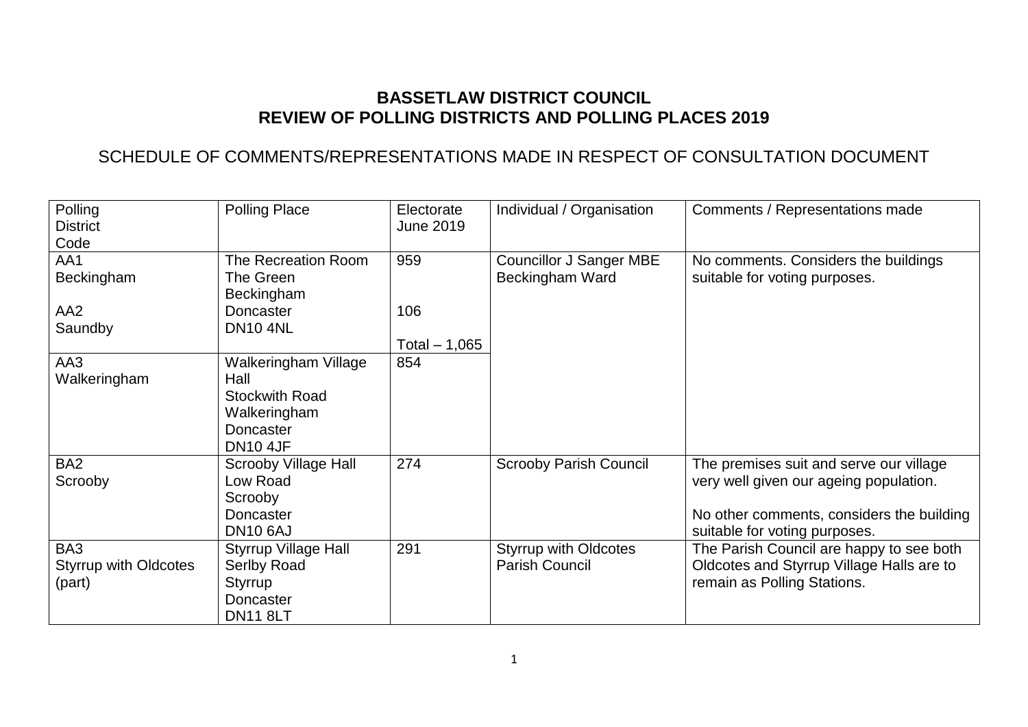# BASSETLAW DISTRICT COUNCIL
# REVIEW OF POLLING DISTRICTS AND POLLING PLACES 2019

## SCHEDULE OF COMMENTS/REPRESENTATIONS MADE IN RESPECT OF CONSULTATION DOCUMENT

| Polling District Code | Polling Place | Electorate June 2019 | Individual / Organisation | Comments / Representations made |
|---|---|---|---|---|
| AA1 Beckingham<br><br>AA2 Saundby | The Recreation Room<br>The Green<br>Beckingham<br>Doncaster<br>DN10 4NL | 959<br><br>106<br><br>Total – 1,065 | Councillor J Sanger MBE<br>Beckingham Ward | No comments. Considers the buildings suitable for voting purposes. |
| AA3 Walkeringham | Walkeringham Village Hall<br>Stockwith Road<br>Walkeringham<br>Doncaster<br>DN10 4JF | 854 | | |
| BA2 Scrooby | Scrooby Village Hall<br>Low Road<br>Scrooby<br>Doncaster<br>DN10 6AJ | 274 | Scrooby Parish Council | The premises suit and serve our village very well given our ageing population.<br><br>No other comments, considers the building suitable for voting purposes. |
| BA3 Styrrup with Oldcotes (part) | Styrrup Village Hall<br>Serlby Road<br>Styrrup<br>Doncaster<br>DN11 8LT | 291 | Styrrup with Oldcotes Parish Council | The Parish Council are happy to see both Oldcotes and Styrrup Village Halls are to remain as Polling Stations. |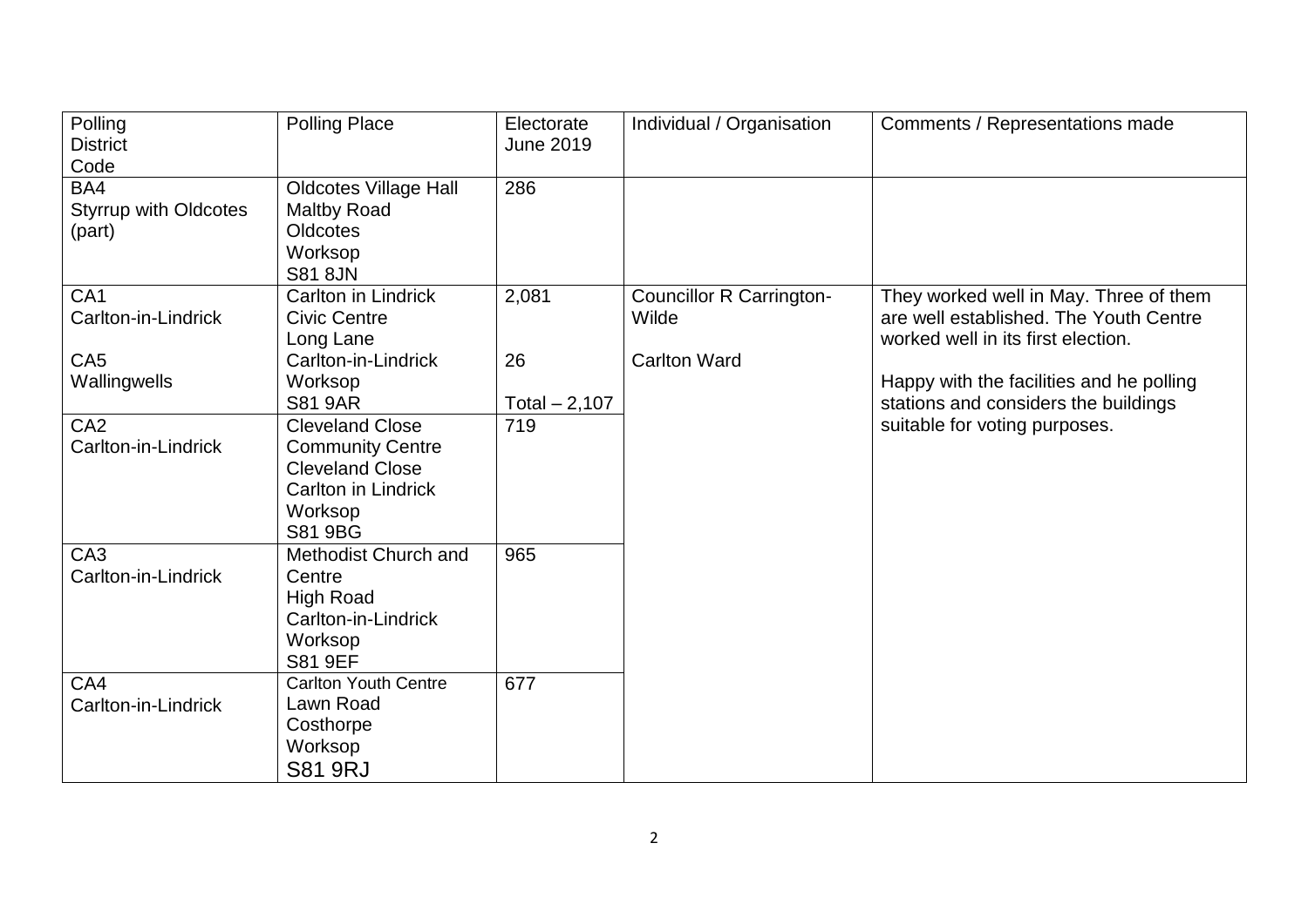| Polling District Code | Polling Place | Electorate June 2019 | Individual / Organisation | Comments / Representations made |
|---|---|---|---|---|
| BA4<br>Styrrup with Oldcotes (part) | Oldcotes Village Hall<br>Maltby Road<br>Oldcotes<br>Worksop<br>S81 8JN | 286 | | |
| CA1<br>Carlton-in-Lindrick<br><br>CA5<br>Wallingwells | Carlton in Lindrick<br>Civic Centre<br>Long Lane<br>Carlton-in-Lindrick<br>Worksop<br>S81 9AR | 2,081<br><br><br>26<br><br>Total – 2,107 | Councillor R Carrington-Wilde<br><br>Carlton Ward | They worked well in May. Three of them are well established. The Youth Centre worked well in its first election.<br><br>Happy with the facilities and he polling stations and considers the buildings suitable for voting purposes. |
| CA2<br>Carlton-in-Lindrick | Cleveland Close<br>Community Centre<br>Cleveland Close<br>Carlton in Lindrick<br>Worksop<br>S81 9BG | 719 | | |
| CA3<br>Carlton-in-Lindrick | Methodist Church and Centre<br>High Road<br>Carlton-in-Lindrick<br>Worksop<br>S81 9EF | 965 | | |
| CA4<br>Carlton-in-Lindrick | Carlton Youth Centre<br>Lawn Road<br>Costhorpe<br>Worksop<br>S81 9RJ | 677 | | |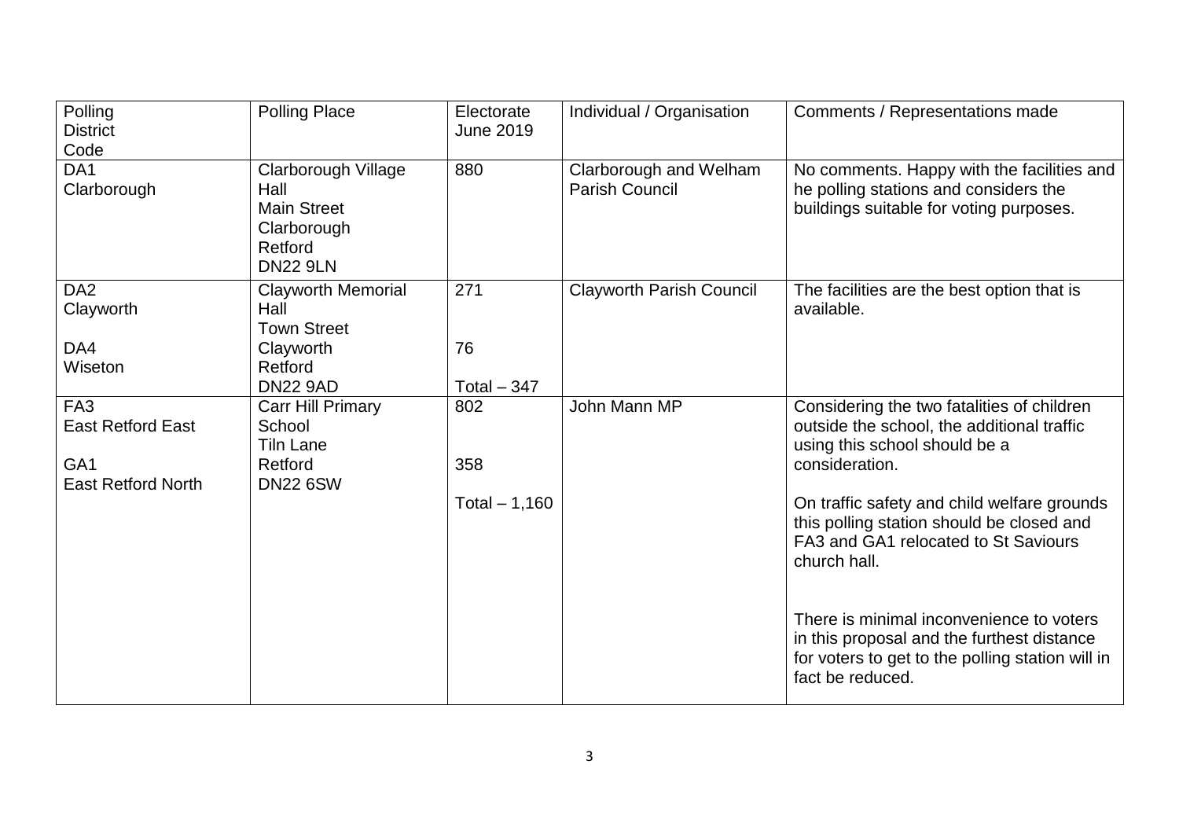| Polling District Code | Polling Place | Electorate June 2019 | Individual / Organisation | Comments / Representations made |
|---|---|---|---|---|
| DA1 Clarborough | Clarborough Village Hall Main Street Clarborough Retford DN22 9LN | 880 | Clarborough and Welham Parish Council | No comments. Happy with the facilities and he polling stations and considers the buildings suitable for voting purposes. |
| DA2 Clayworth<br><br>DA4 Wiseton | Clayworth Memorial Hall Town Street Clayworth Retford DN22 9AD | 271<br><br>76<br><br>Total – 347 | Clayworth Parish Council | The facilities are the best option that is available. |
| FA3 East Retford East<br><br>GA1 East Retford North | Carr Hill Primary School Tiln Lane Retford DN22 6SW | 802<br><br>358<br><br>Total – 1,160 | John Mann MP | Considering the two fatalities of children outside the school, the additional traffic using this school should be a consideration.<br><br>On traffic safety and child welfare grounds this polling station should be closed and FA3 and GA1 relocated to St Saviours church hall.<br><br>There is minimal inconvenience to voters in this proposal and the furthest distance for voters to get to the polling station will in fact be reduced. |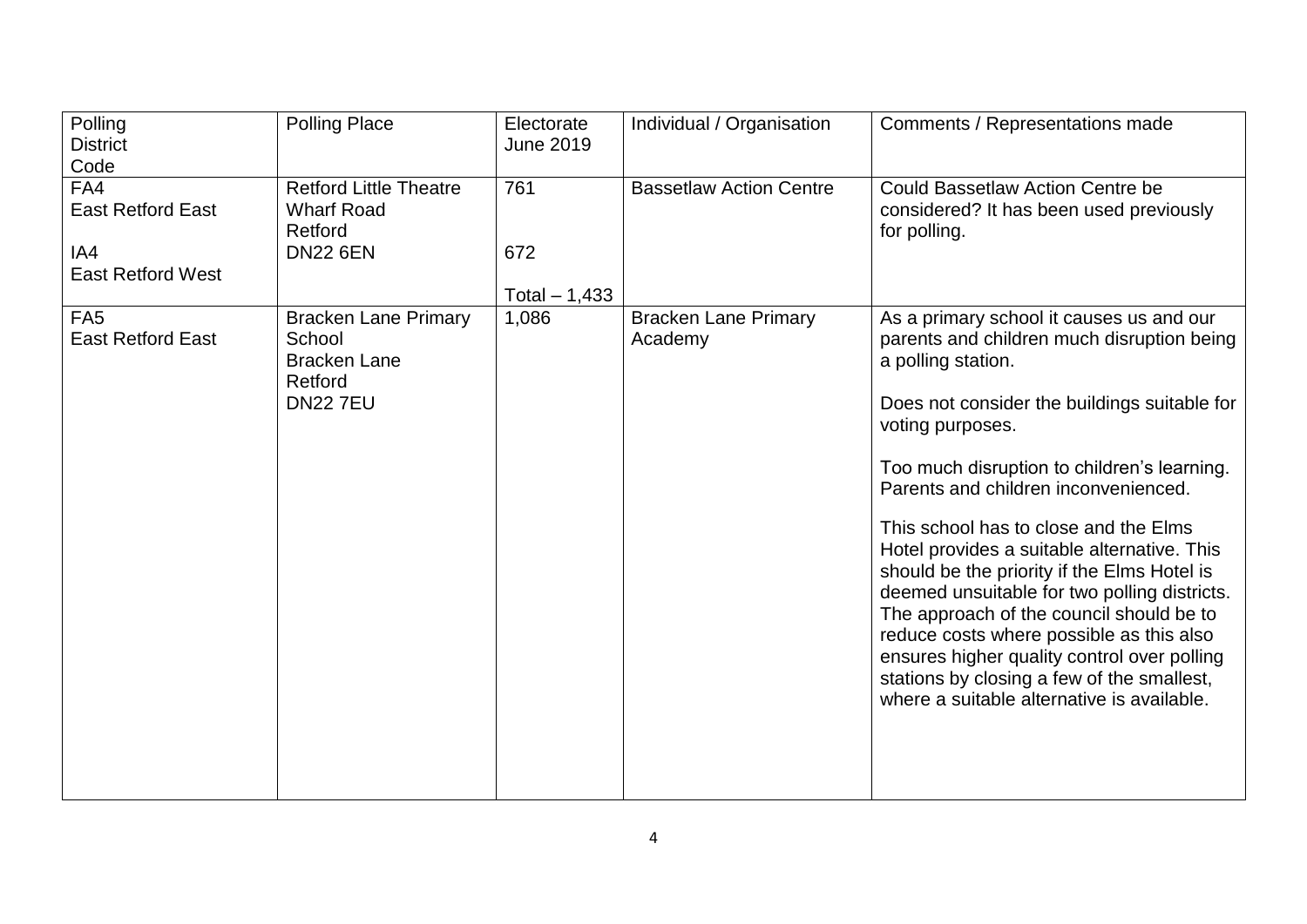| Polling District Code | Polling Place | Electorate June 2019 | Individual / Organisation | Comments / Representations made |
|---|---|---|---|---|
| FA4 East Retford East<br><br>IA4 East Retford West | Retford Little Theatre Wharf Road Retford DN22 6EN | 761<br><br>672<br><br>Total – 1,433 | Bassetlaw Action Centre | Could Bassetlaw Action Centre be considered? It has been used previously for polling. |
| FA5 East Retford East | Bracken Lane Primary School Bracken Lane Retford DN22 7EU | 1,086 | Bracken Lane Primary Academy | As a primary school it causes us and our parents and children much disruption being a polling station.<br><br>Does not consider the buildings suitable for voting purposes.<br><br>Too much disruption to children's learning. Parents and children inconvenienced.<br><br>This school has to close and the Elms Hotel provides a suitable alternative. This should be the priority if the Elms Hotel is deemed unsuitable for two polling districts. The approach of the council should be to reduce costs where possible as this also ensures higher quality control over polling stations by closing a few of the smallest, where a suitable alternative is available. |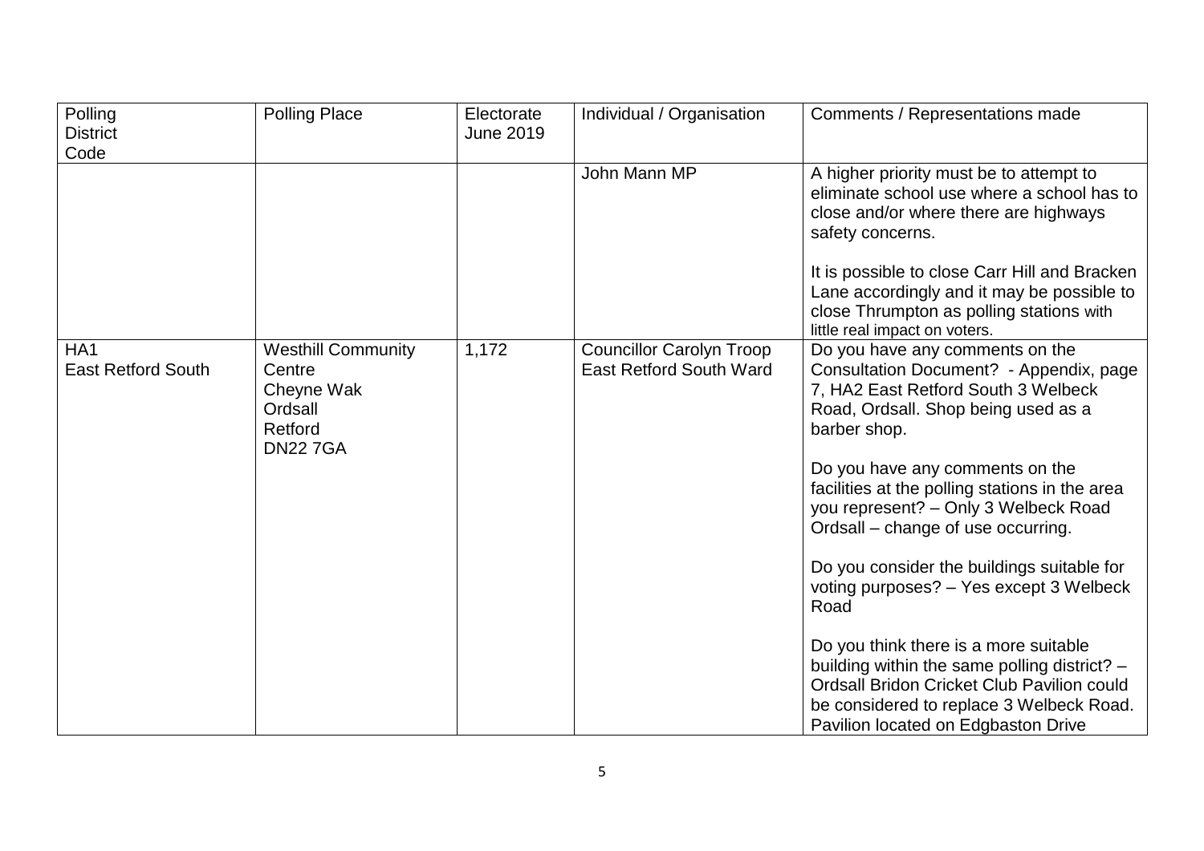| Polling District Code | Polling Place | Electorate June 2019 | Individual / Organisation | Comments / Representations made |
|---|---|---|---|---|
| | | | John Mann MP | A higher priority must be to attempt to eliminate school use where a school has to close and/or where there are highways safety concerns.<br><br>It is possible to close Carr Hill and Bracken Lane accordingly and it may be possible to close Thrumpton as polling stations with little real impact on voters. |
| HA1<br>East Retford South | Westhill Community Centre<br>Cheyne Wak<br>Ordsall<br>Retford<br>DN22 7GA | 1,172 | Councillor Carolyn Troop<br>East Retford South Ward | Do you have any comments on the Consultation Document? - Appendix, page 7, HA2 East Retford South 3 Welbeck Road, Ordsall. Shop being used as a barber shop.<br><br>Do you have any comments on the facilities at the polling stations in the area you represent? – Only 3 Welbeck Road Ordsall – change of use occurring.<br><br>Do you consider the buildings suitable for voting purposes? – Yes except 3 Welbeck Road<br><br>Do you think there is a more suitable building within the same polling district? – Ordsall Bridon Cricket Club Pavilion could be considered to replace 3 Welbeck Road. Pavilion located on Edgbaston Drive |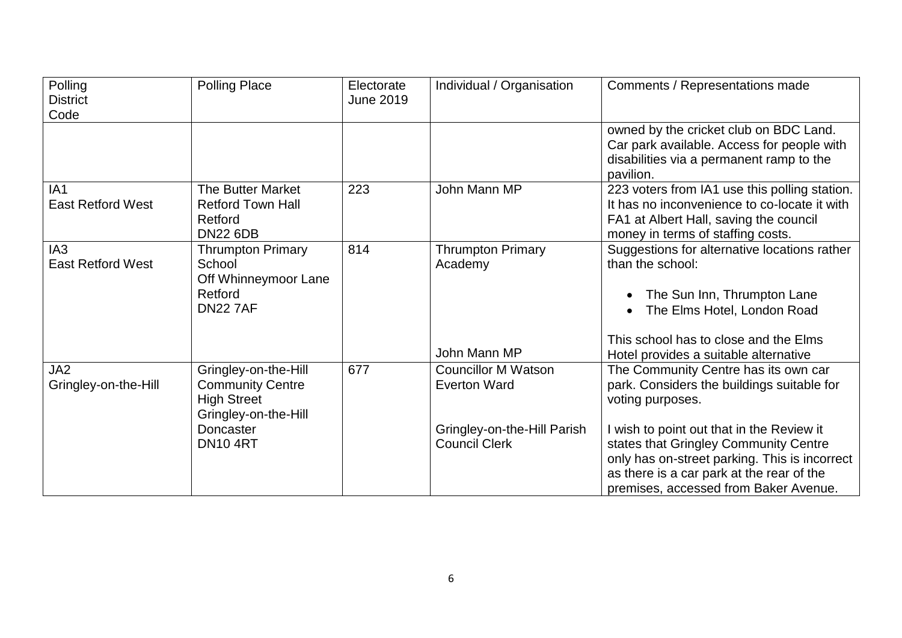| Polling District Code | Polling Place | Electorate June 2019 | Individual / Organisation | Comments / Representations made |
|---|---|---|---|---|
| | | | | owned by the cricket club on BDC Land. Car park available. Access for people with disabilities via a permanent ramp to the pavilion. |
| IA1 East Retford West | The Butter Market Retford Town Hall Retford DN22 6DB | 223 | John Mann MP | 223 voters from IA1 use this polling station. It has no inconvenience to co-locate it with FA1 at Albert Hall, saving the council money in terms of staffing costs. |
| IA3 East Retford West | Thrumpton Primary School Off Whinneymoor Lane Retford DN22 7AF | 814 | Thrumpton Primary Academy | Suggestions for alternative locations rather than the school:<br>• The Sun Inn, Thrumpton Lane<br>• The Elms Hotel, London Road |
| | | | John Mann MP | This school has to close and the Elms Hotel provides a suitable alternative |
| JA2 Gringley-on-the-Hill | Gringley-on-the-Hill Community Centre High Street Gringley-on-the-Hill Doncaster DN10 4RT | 677 | Councillor M Watson Everton Ward | The Community Centre has its own car park. Considers the buildings suitable for voting purposes. |
| | | | Gringley-on-the-Hill Parish Council Clerk | I wish to point out that in the Review it states that Gringley Community Centre only has on-street parking. This is incorrect as there is a car park at the rear of the premises, accessed from Baker Avenue. |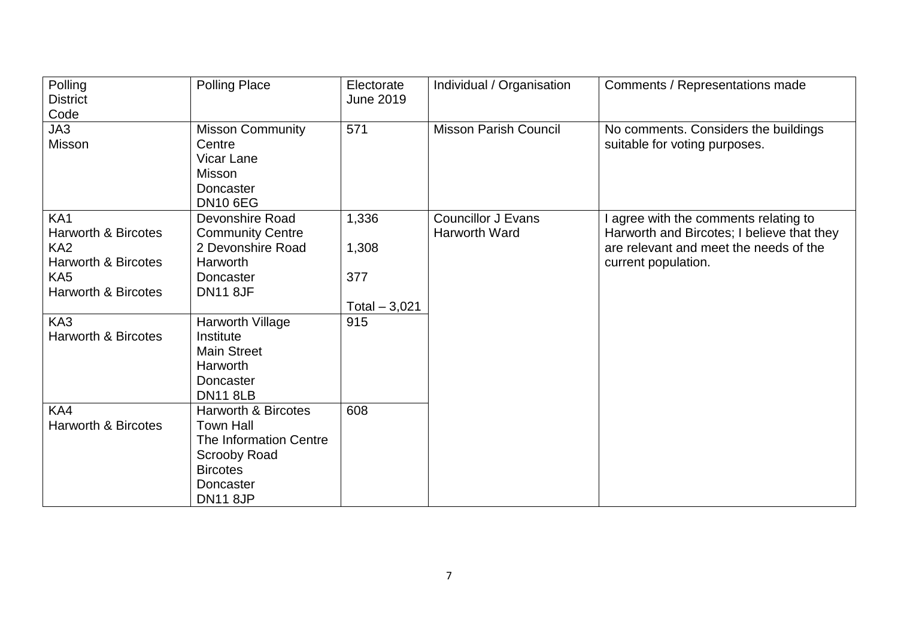| Polling District Code | Polling Place | Electorate June 2019 | Individual / Organisation | Comments / Representations made |
|---|---|---|---|---|
| JA3<br>Misson | Misson Community Centre<br>Vicar Lane<br>Misson<br>Doncaster<br>DN10 6EG | 571 | Misson Parish Council | No comments. Considers the buildings suitable for voting purposes. |
| KA1<br>Harworth & Bircotes<br>KA2<br>Harworth & Bircotes<br>KA5<br>Harworth & Bircotes | Devonshire Road Community Centre<br>2 Devonshire Road<br>Harworth<br>Doncaster<br>DN11 8JF | 1,336<br><br>1,308<br><br>377<br><br>Total – 3,021 | Councillor J Evans<br>Harworth Ward | I agree with the comments relating to Harworth and Bircotes; I believe that they are relevant and meet the needs of the current population. |
| KA3<br>Harworth & Bircotes | Harworth Village Institute<br>Main Street<br>Harworth<br>Doncaster<br>DN11 8LB | 915 | | |
| KA4<br>Harworth & Bircotes | Harworth & Bircotes Town Hall<br>The Information Centre<br>Scrooby Road<br>Bircotes<br>Doncaster<br>DN11 8JP | 608 | | |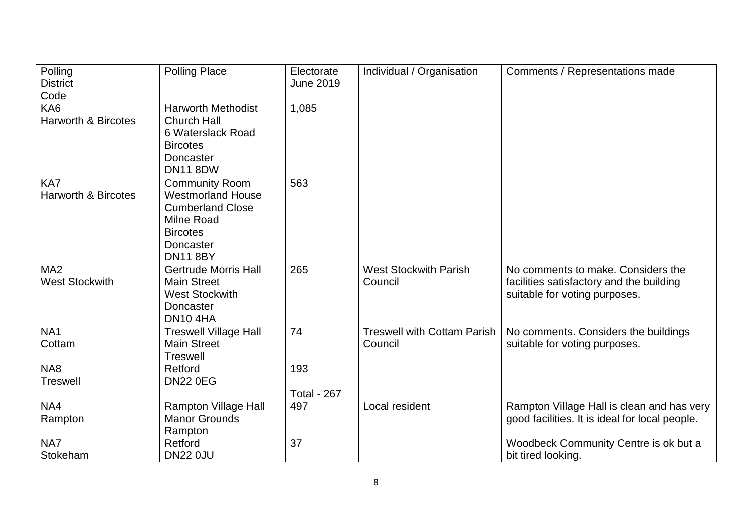| Polling District Code | Polling Place | Electorate June 2019 | Individual / Organisation | Comments / Representations made |
|---|---|---|---|---|
| KA6 Harworth & Bircotes | Harworth Methodist Church Hall 6 Waterslack Road Bircotes Doncaster DN11 8DW | 1,085 | | |
| KA7 Harworth & Bircotes | Community Room Westmorland House Cumberland Close Milne Road Bircotes Doncaster DN11 8BY | 563 | | |
| MA2 West Stockwith | Gertrude Morris Hall Main Street West Stockwith Doncaster DN10 4HA | 265 | West Stockwith Parish Council | No comments to make. Considers the facilities satisfactory and the building suitable for voting purposes. |
| NA1 Cottam<br><br>NA8 Treswell | Treswell Village Hall Main Street Treswell Retford DN22 0EG | 74<br><br>193<br><br>Total - 267 | Treswell with Cottam Parish Council | No comments. Considers the buildings suitable for voting purposes. |
| NA4 Rampton<br><br>NA7 Stokeham | Rampton Village Hall Manor Grounds Rampton Retford DN22 0JU | 497<br><br>37 | Local resident | Rampton Village Hall is clean and has very good facilities. It is ideal for local people.<br><br>Woodbeck Community Centre is ok but a bit tired looking. |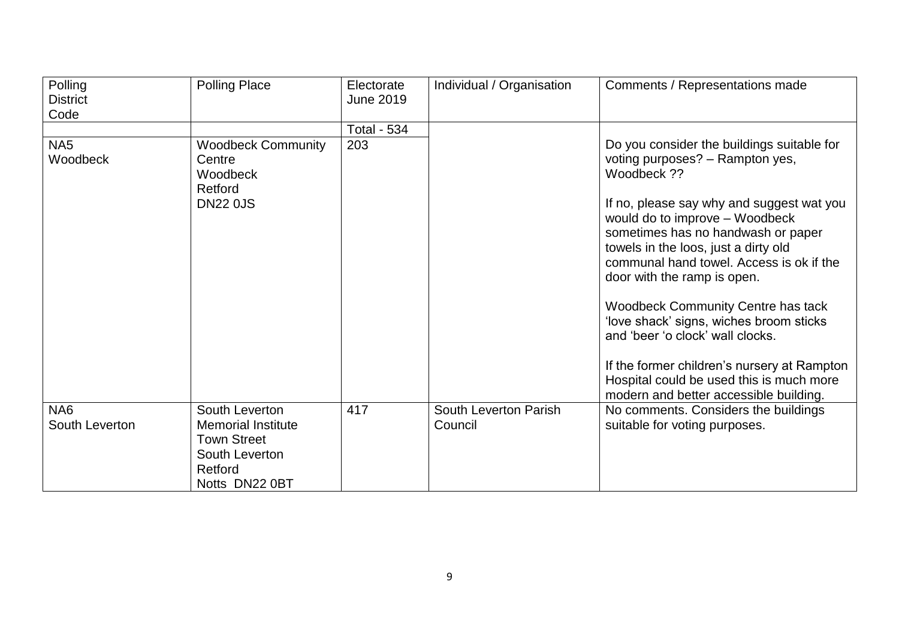| Polling District Code | Polling Place | Electorate June 2019 | Individual / Organisation | Comments / Representations made |
|---|---|---|---|---|
| | | Total - 534 | | |
| NA5 Woodbeck | Woodbeck Community Centre Woodbeck Retford DN22 0JS | 203 | | Do you consider the buildings suitable for voting purposes? – Rampton yes, Woodbeck ??<br><br>If no, please say why and suggest wat you would do to improve – Woodbeck sometimes has no handwash or paper towels in the loos, just a dirty old communal hand towel. Access is ok if the door with the ramp is open.<br><br>Woodbeck Community Centre has tack 'love shack' signs, wiches broom sticks and 'beer 'o clock' wall clocks.<br><br>If the former children's nursery at Rampton Hospital could be used this is much more modern and better accessible building. |
| NA6 South Leverton | South Leverton Memorial Institute Town Street South Leverton Retford Notts DN22 0BT | 417 | South Leverton Parish Council | No comments. Considers the buildings suitable for voting purposes. |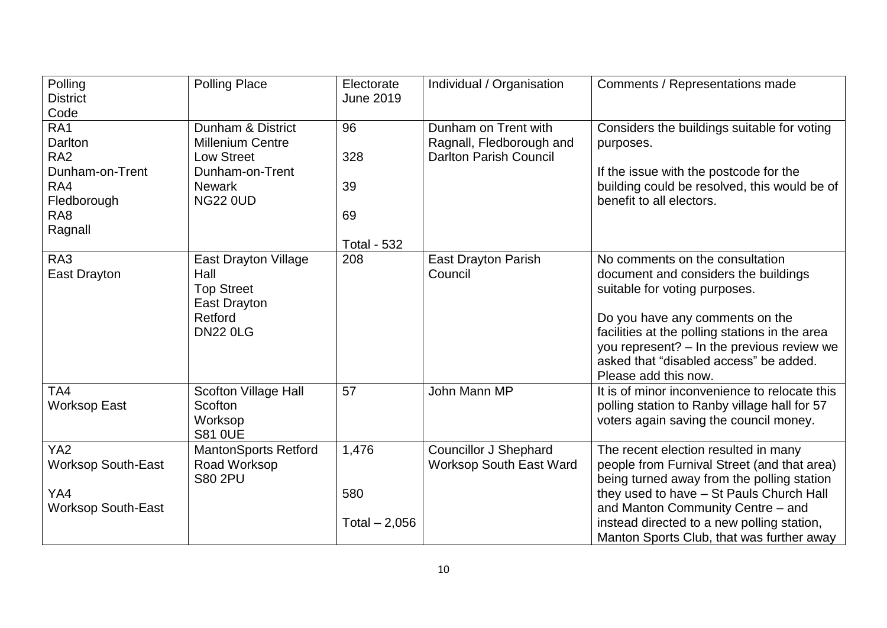| Polling District Code | Polling Place | Electorate June 2019 | Individual / Organisation | Comments / Representations made |
|---|---|---|---|---|
| RA1 Darlton<br>RA2 Dunham-on-Trent<br>RA4 Fledborough<br>RA8 Ragnall | Dunham & District Millenium Centre Low Street Dunham-on-Trent Newark NG22 0UD | 96<br><br>328<br><br>39<br><br>69<br><br>Total - 532 | Dunham on Trent with Ragnall, Fledborough and Darlton Parish Council | Considers the buildings suitable for voting purposes.<br><br>If the issue with the postcode for the building could be resolved, this would be of benefit to all electors. |
| RA3 East Drayton | East Drayton Village Hall Top Street East Drayton Retford DN22 0LG | 208 | East Drayton Parish Council | No comments on the consultation document and considers the buildings suitable for voting purposes.<br><br>Do you have any comments on the facilities at the polling stations in the area you represent? – In the previous review we asked that "disabled access" be added. Please add this now. |
| TA4 Worksop East | Scofton Village Hall Scofton Worksop S81 0UE | 57 | John Mann MP | It is of minor inconvenience to relocate this polling station to Ranby village hall for 57 voters again saving the council money. |
| YA2 Worksop South-East<br><br>YA4 Worksop South-East | MantonSports Retford Road Worksop S80 2PU | 1,476<br><br>580<br><br>Total – 2,056 | Councillor J Shephard Worksop South East Ward | The recent election resulted in many people from Furnival Street (and that area) being turned away from the polling station they used to have – St Pauls Church Hall and Manton Community Centre – and instead directed to a new polling station, Manton Sports Club, that was further away |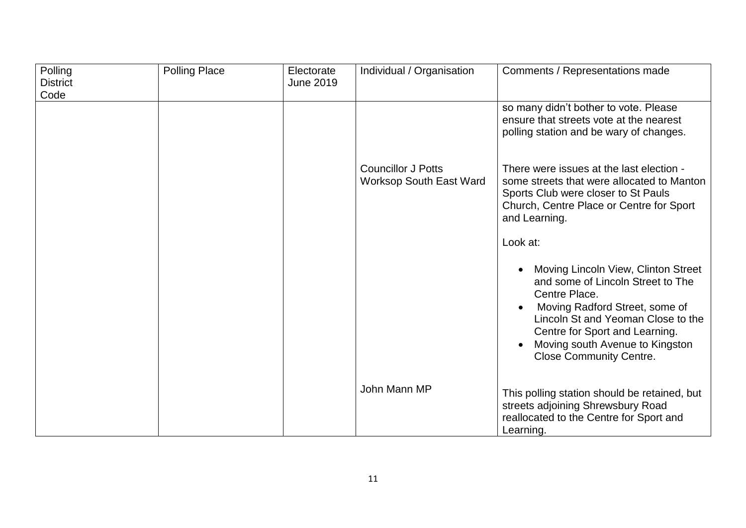| Polling District Code | Polling Place | Electorate June 2019 | Individual / Organisation | Comments / Representations made |
|---|---|---|---|---|
| | | | | so many didn't bother to vote. Please ensure that streets vote at the nearest polling station and be wary of changes. |
| | | | Councillor J Potts Worksop South East Ward | There were issues at the last election - some streets that were allocated to Manton Sports Club were closer to St Pauls Church, Centre Place or Centre for Sport and Learning.<br><br>Look at:<br><br>• Moving Lincoln View, Clinton Street and some of Lincoln Street to The Centre Place.<br>• Moving Radford Street, some of Lincoln St and Yeoman Close to the Centre for Sport and Learning.<br>• Moving south Avenue to Kingston Close Community Centre. |
| | | | John Mann MP | This polling station should be retained, but streets adjoining Shrewsbury Road reallocated to the Centre for Sport and Learning. |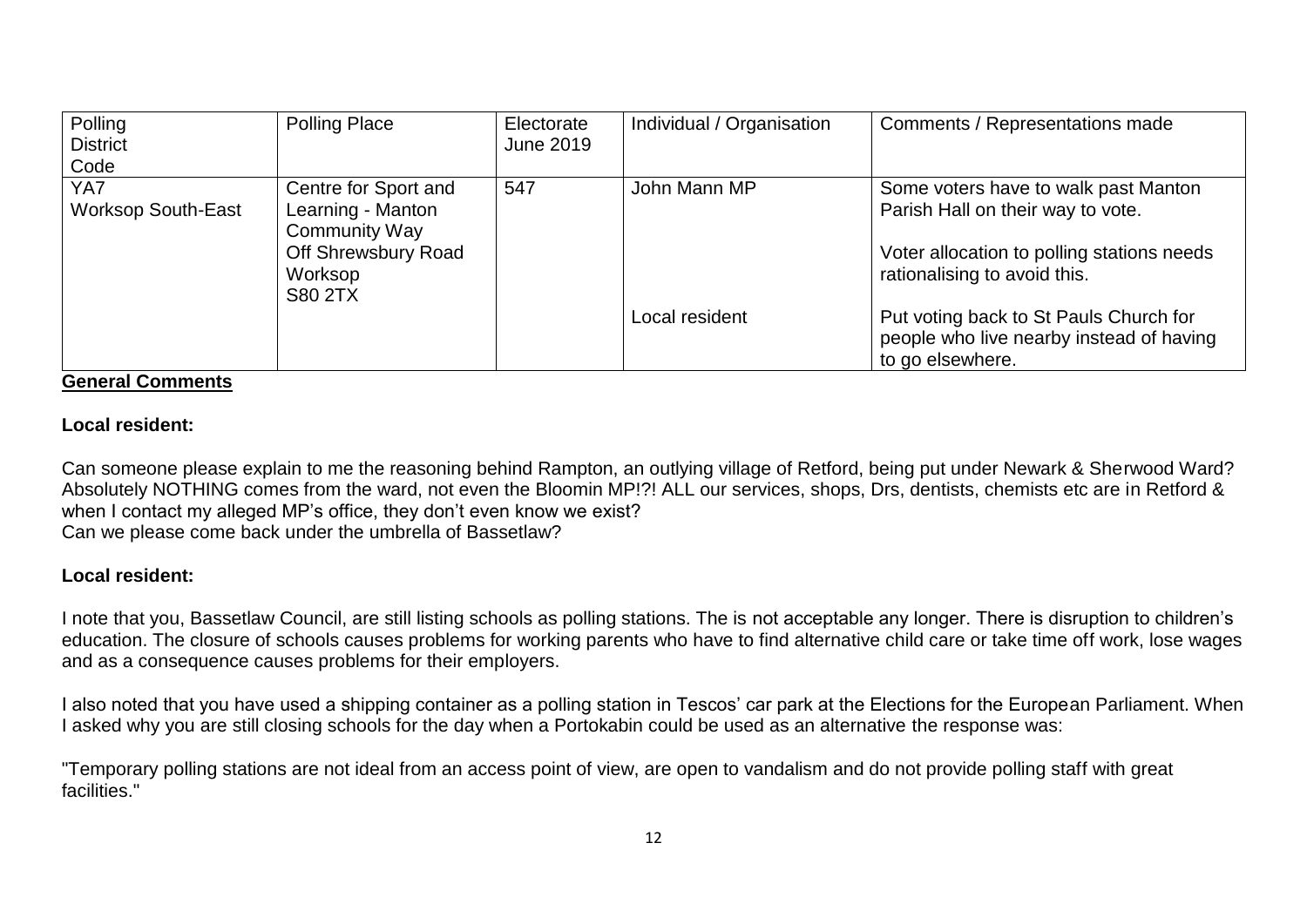| Polling District Code | Polling Place | Electorate June 2019 | Individual / Organisation | Comments / Representations made |
|---|---|---|---|---|
| YA7 Worksop South-East | Centre for Sport and Learning - Manton Community Way Off Shrewsbury Road Worksop S80 2TX | 547 | John Mann MP | Some voters have to walk past Manton Parish Hall on their way to vote.<br><br>Voter allocation to polling stations needs rationalising to avoid this. |
| | | | Local resident | Put voting back to St Pauls Church for people who live nearby instead of having to go elsewhere. |

**General Comments**

**Local resident:**

Can someone please explain to me the reasoning behind Rampton, an outlying village of Retford, being put under Newark & Sherwood Ward? Absolutely NOTHING comes from the ward, not even the Bloomin MP!?! ALL our services, shops, Drs, dentists, chemists etc are in Retford & when I contact my alleged MP's office, they don't even know we exist?
Can we please come back under the umbrella of Bassetlaw?

**Local resident:**

I note that you, Bassetlaw Council, are still listing schools as polling stations. The is not acceptable any longer. There is disruption to children's education. The closure of schools causes problems for working parents who have to find alternative child care or take time off work, lose wages and as a consequence causes problems for their employers.

I also noted that you have used a shipping container as a polling station in Tescos' car park at the Elections for the European Parliament. When I asked why you are still closing schools for the day when a Portokabin could be used as an alternative the response was:

"Temporary polling stations are not ideal from an access point of view, are open to vandalism and do not provide polling staff with great facilities."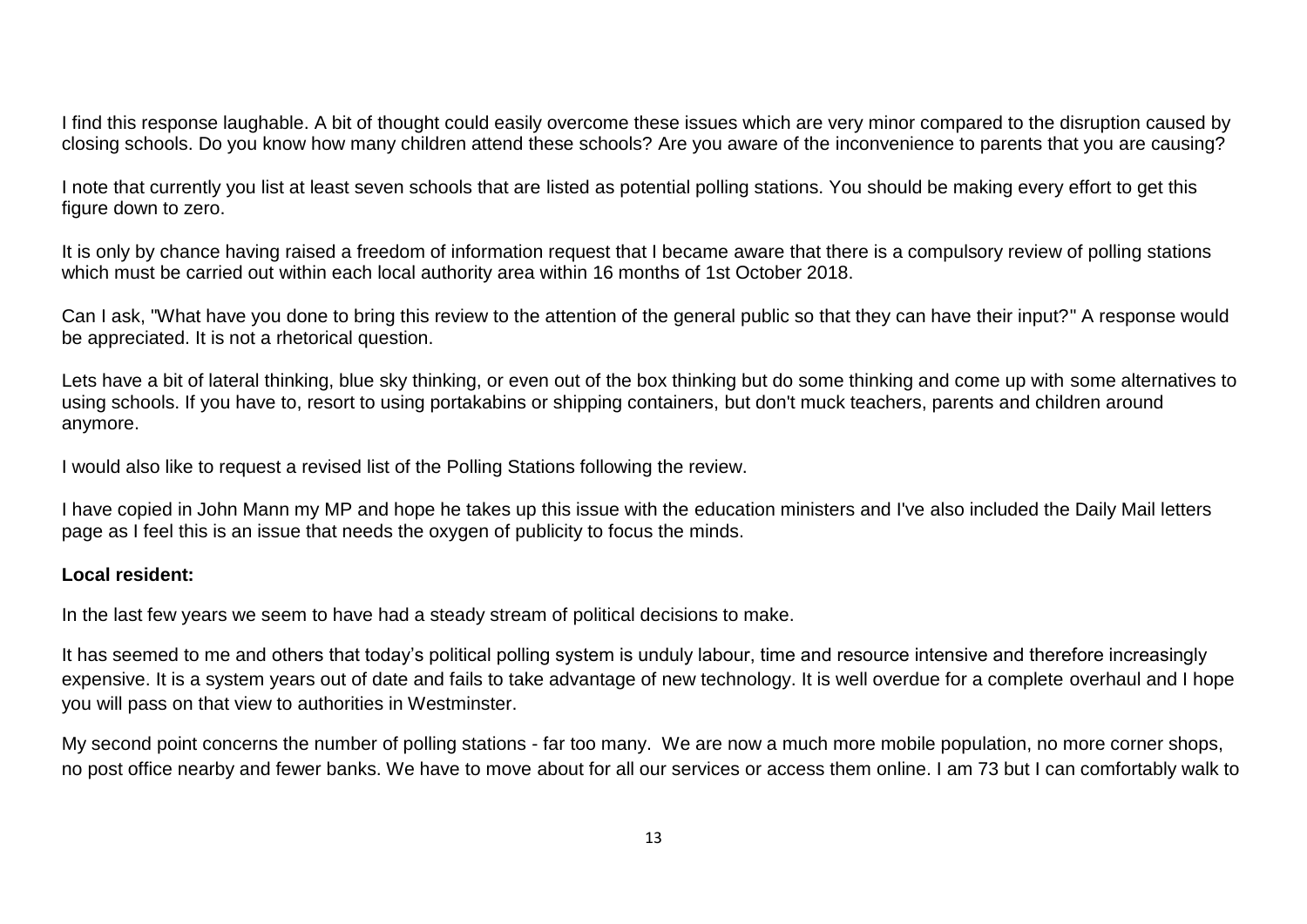I find this response laughable. A bit of thought could easily overcome these issues which are very minor compared to the disruption caused by closing schools. Do you know how many children attend these schools? Are you aware of the inconvenience to parents that you are causing?

I note that currently you list at least seven schools that are listed as potential polling stations. You should be making every effort to get this figure down to zero.

It is only by chance having raised a freedom of information request that I became aware that there is a compulsory review of polling stations which must be carried out within each local authority area within 16 months of 1st October 2018.

Can I ask, "What have you done to bring this review to the attention of the general public so that they can have their input?" A response would be appreciated. It is not a rhetorical question.

Lets have a bit of lateral thinking, blue sky thinking, or even out of the box thinking but do some thinking and come up with some alternatives to using schools. If you have to, resort to using portakabins or shipping containers, but don't muck teachers, parents and children around anymore.

I would also like to request a revised list of the Polling Stations following the review.

I have copied in John Mann my MP and hope he takes up this issue with the education ministers and I've also included the Daily Mail letters page as I feel this is an issue that needs the oxygen of publicity to focus the minds.

**Local resident:**

In the last few years we seem to have had a steady stream of political decisions to make.

It has seemed to me and others that today's political polling system is unduly labour, time and resource intensive and therefore increasingly expensive. It is a system years out of date and fails to take advantage of new technology. It is well overdue for a complete overhaul and I hope you will pass on that view to authorities in Westminster.

My second point concerns the number of polling stations - far too many. We are now a much more mobile population, no more corner shops, no post office nearby and fewer banks. We have to move about for all our services or access them online. I am 73 but I can comfortably walk to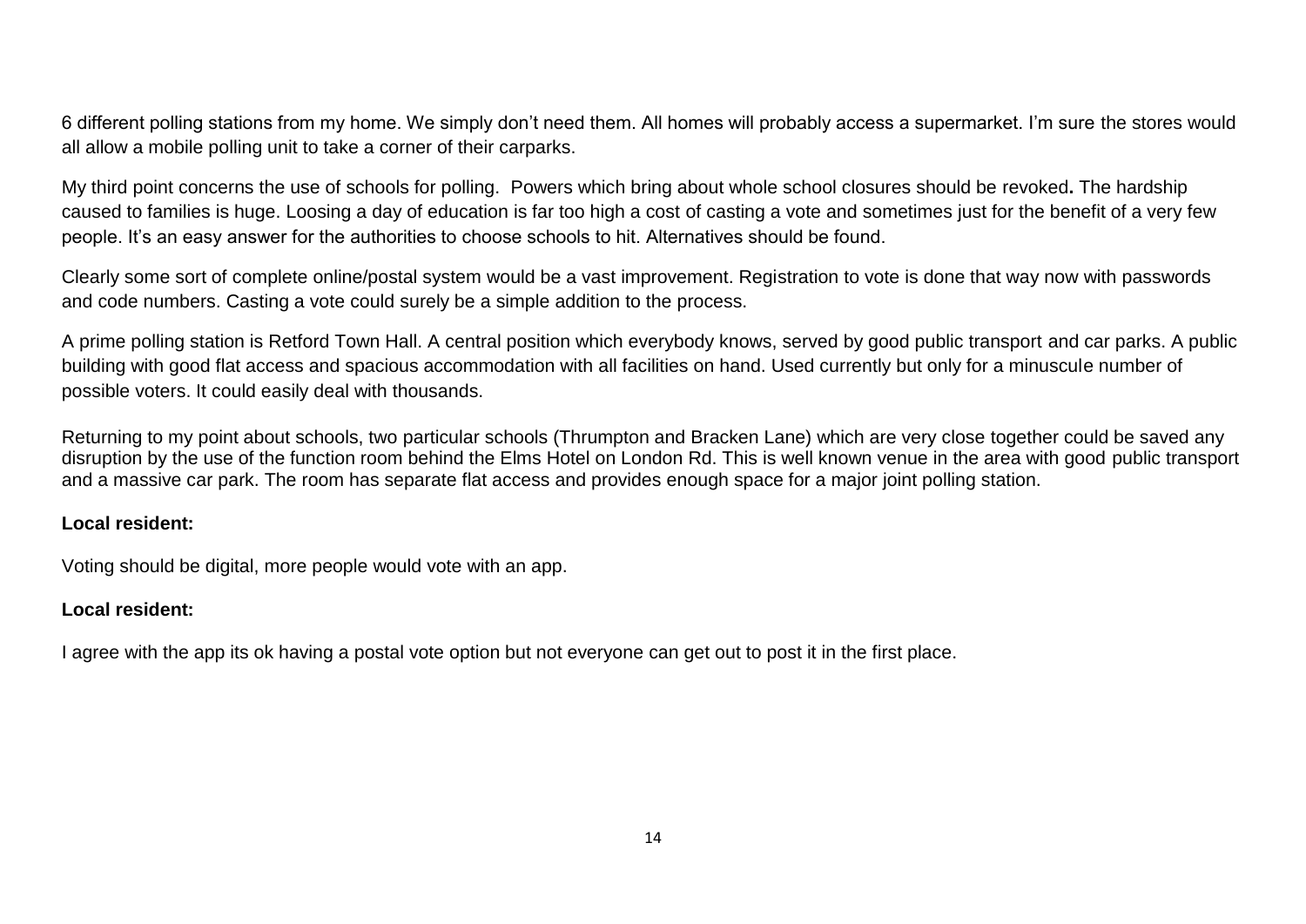6 different polling stations from my home. We simply don't need them. All homes will probably access a supermarket. I'm sure the stores would all allow a mobile polling unit to take a corner of their carparks.

My third point concerns the use of schools for polling. Powers which bring about whole school closures should be revoked**.** The hardship caused to families is huge. Loosing a day of education is far too high a cost of casting a vote and sometimes just for the benefit of a very few people. It's an easy answer for the authorities to choose schools to hit. Alternatives should be found.

Clearly some sort of complete online/postal system would be a vast improvement. Registration to vote is done that way now with passwords and code numbers. Casting a vote could surely be a simple addition to the process.

A prime polling station is Retford Town Hall. A central position which everybody knows, served by good public transport and car parks. A public building with good flat access and spacious accommodation with all facilities on hand. Used currently but only for a minuscule number of possible voters. It could easily deal with thousands.

Returning to my point about schools, two particular schools (Thrumpton and Bracken Lane) which are very close together could be saved any disruption by the use of the function room behind the Elms Hotel on London Rd. This is well known venue in the area with good public transport and a massive car park. The room has separate flat access and provides enough space for a major joint polling station.

**Local resident:**

Voting should be digital, more people would vote with an app.

**Local resident:**

I agree with the app its ok having a postal vote option but not everyone can get out to post it in the first place.